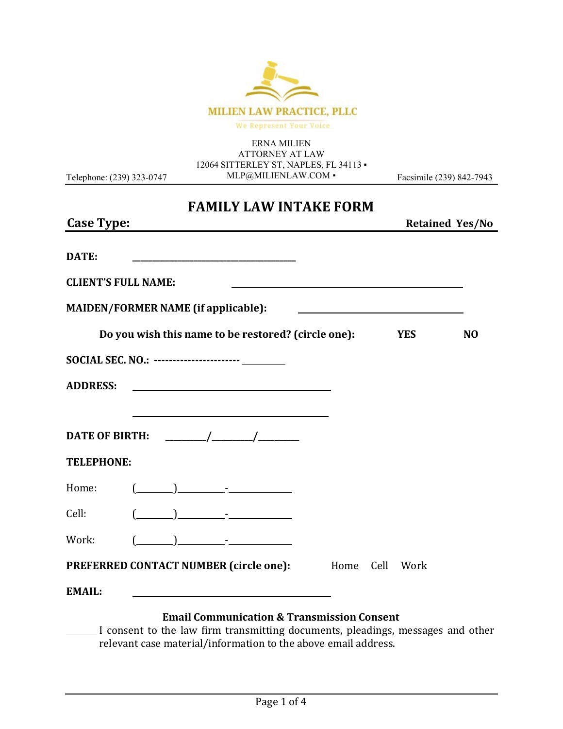MILIEN LAW PRACTICE, PLLC

We Represent Your Voice

ERNA MILIEN
ATTORNEY AT LAW
12064 SITTERLEY ST, NAPLES, FL 34113 ▪
MLP@MILIENLAW.COM ▪

Telephone: (239) 323-0747 Facsimile (239) 842-7943

# FAMILY LAW INTAKE FORM

**Case Type:** **Retained Yes/No**

**DATE:** ______________________________

**CLIENT'S FULL NAME:** ________________________________________

**MAIDEN/FORMER NAME (if applicable):** ______________________________

**Do you wish this name to be restored? (circle one):** **YES** **NO**

**SOCIAL SEC. NO.:** ----------------------- ________

**ADDRESS:** ____________________________________

____________________________________

**DATE OF BIRTH:** _________/_________/_________

**TELEPHONE:**

Home: (_______)_________-____________

Cell: (_______)_________-____________

Work: (_______)_________-____________

**PREFERRED CONTACT NUMBER (circle one):** Home Cell Work

**EMAIL:** ____________________________________

**Email Communication & Transmission Consent**

______ I consent to the law firm transmitting documents, pleadings, messages and other relevant case material/information to the above email address.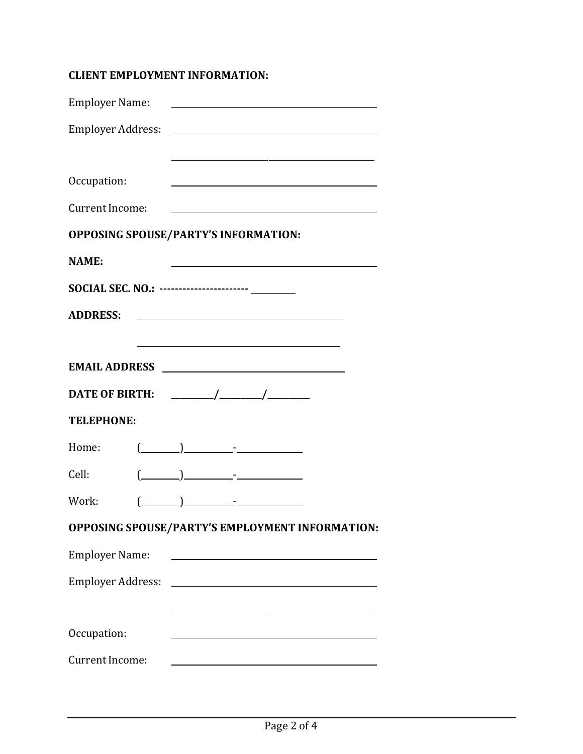**CLIENT EMPLOYMENT INFORMATION:**

Employer Name: ______________________________

Employer Address: ______________________________

______________________________

Occupation: ______________________________

Current Income: ______________________________

**OPPOSING SPOUSE/PARTY'S INFORMATION:**

**NAME:** ______________________________

**SOCIAL SEC. NO.: ----------------------** ________

**ADDRESS:** ______________________________

______________________________

**EMAIL ADDRESS** ______________________________

**DATE OF BIRTH:** ________/________/________

**TELEPHONE:**

Home: (______)________-__________

Cell: (______)________-__________

Work: (______)________-__________

**OPPOSING SPOUSE/PARTY'S EMPLOYMENT INFORMATION:**

Employer Name: ______________________________

Employer Address: ______________________________

______________________________

Occupation: ______________________________

Current Income: ______________________________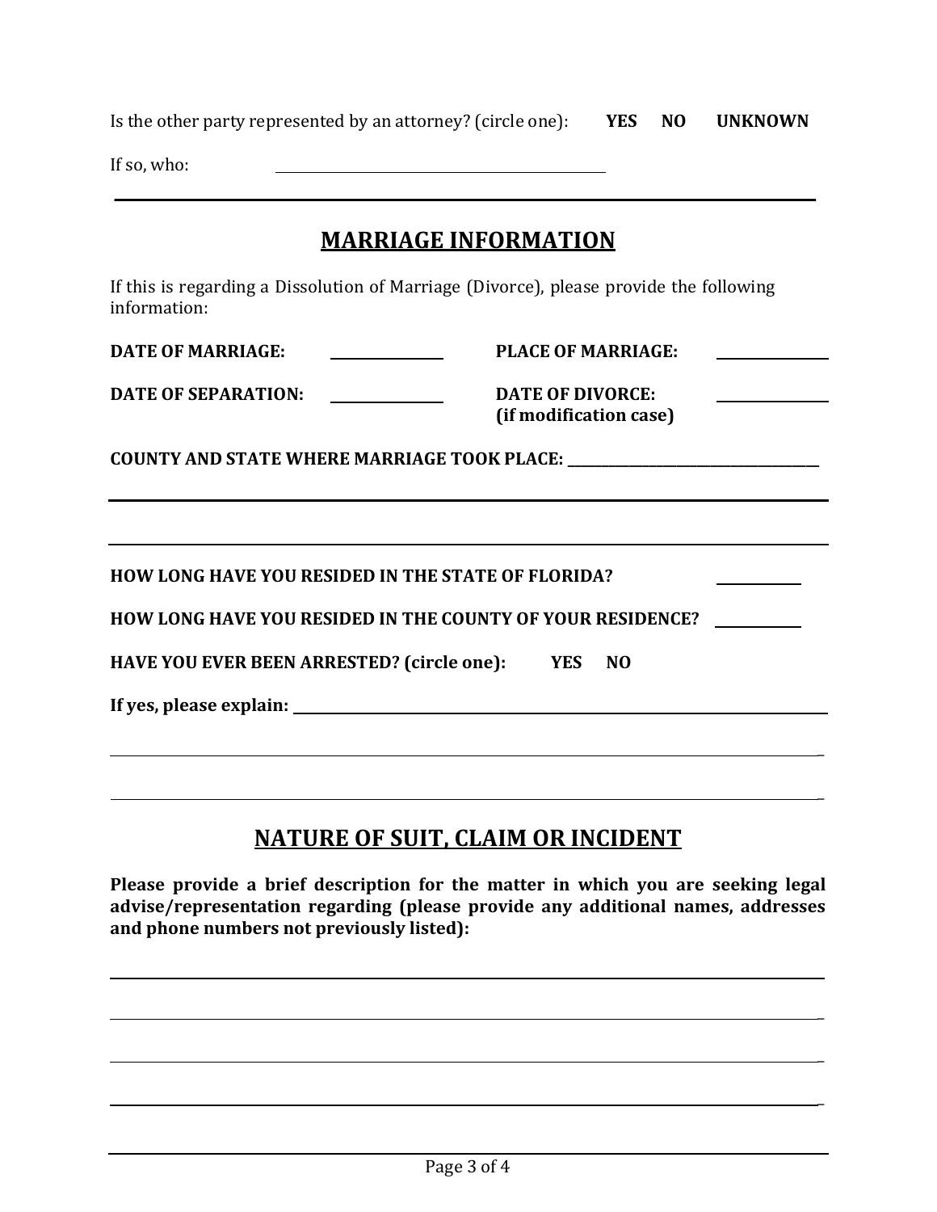Is the other party represented by an attorney? (circle one): **YES** **NO** **UNKNOWN**

If so, who: ______________________________

---

## MARRIAGE INFORMATION

If this is regarding a Dissolution of Marriage (Divorce), please provide the following information:

**DATE OF MARRIAGE:** ____________ **PLACE OF MARRIAGE:** ____________

**DATE OF SEPARATION:** ____________ **DATE OF DIVORCE: (if modification case)** ____________

**COUNTY AND STATE WHERE MARRIAGE TOOK PLACE:** ______________________________

______________________________________________________________________

______________________________________________________________________

**HOW LONG HAVE YOU RESIDED IN THE STATE OF FLORIDA?** __________

**HOW LONG HAVE YOU RESIDED IN THE COUNTY OF YOUR RESIDENCE?** __________

**HAVE YOU EVER BEEN ARRESTED? (circle one): YES NO**

**If yes, please explain:** ______________________________________________

______________________________________________________________________

______________________________________________________________________

## NATURE OF SUIT, CLAIM OR INCIDENT

**Please provide a brief description for the matter in which you are seeking legal advise/representation regarding (please provide any additional names, addresses and phone numbers not previously listed):**

______________________________________________________________________

______________________________________________________________________

______________________________________________________________________

______________________________________________________________________

______________________________________________________________________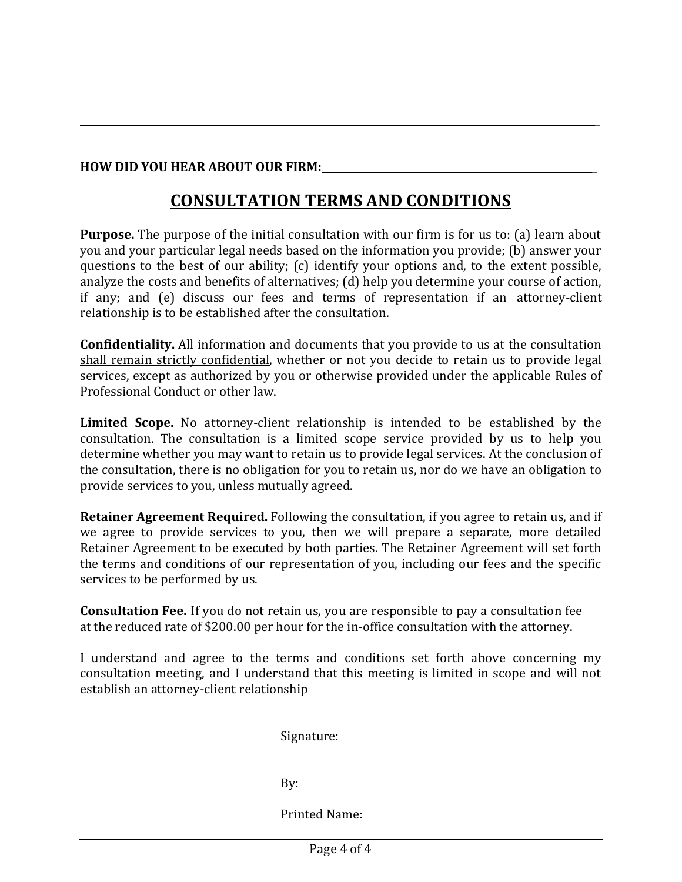______________________________________________________________________________

______________________________________________________________________________

**HOW DID YOU HEAR ABOUT OUR FIRM:**______________________________________________

## CONSULTATION TERMS AND CONDITIONS

**Purpose.** The purpose of the initial consultation with our firm is for us to: (a) learn about you and your particular legal needs based on the information you provide; (b) answer your questions to the best of our ability; (c) identify your options and, to the extent possible, analyze the costs and benefits of alternatives; (d) help you determine your course of action, if any; and (e) discuss our fees and terms of representation if an attorney-client relationship is to be established after the consultation.

**Confidentiality.** <u>All information and documents that you provide to us at the consultation shall remain strictly confidential</u>, whether or not you decide to retain us to provide legal services, except as authorized by you or otherwise provided under the applicable Rules of Professional Conduct or other law.

**Limited Scope.** No attorney-client relationship is intended to be established by the consultation. The consultation is a limited scope service provided by us to help you determine whether you may want to retain us to provide legal services. At the conclusion of the consultation, there is no obligation for you to retain us, nor do we have an obligation to provide services to you, unless mutually agreed.

**Retainer Agreement Required.** Following the consultation, if you agree to retain us, and if we agree to provide services to you, then we will prepare a separate, more detailed Retainer Agreement to be executed by both parties. The Retainer Agreement will set forth the terms and conditions of our representation of you, including our fees and the specific services to be performed by us.

**Consultation Fee.** If you do not retain us, you are responsible to pay a consultation fee at the reduced rate of $200.00 per hour for the in-office consultation with the attorney.

I understand and agree to the terms and conditions set forth above concerning my consultation meeting, and I understand that this meeting is limited in scope and will not establish an attorney-client relationship

Signature:

By: ______________________________________

Printed Name: ______________________________